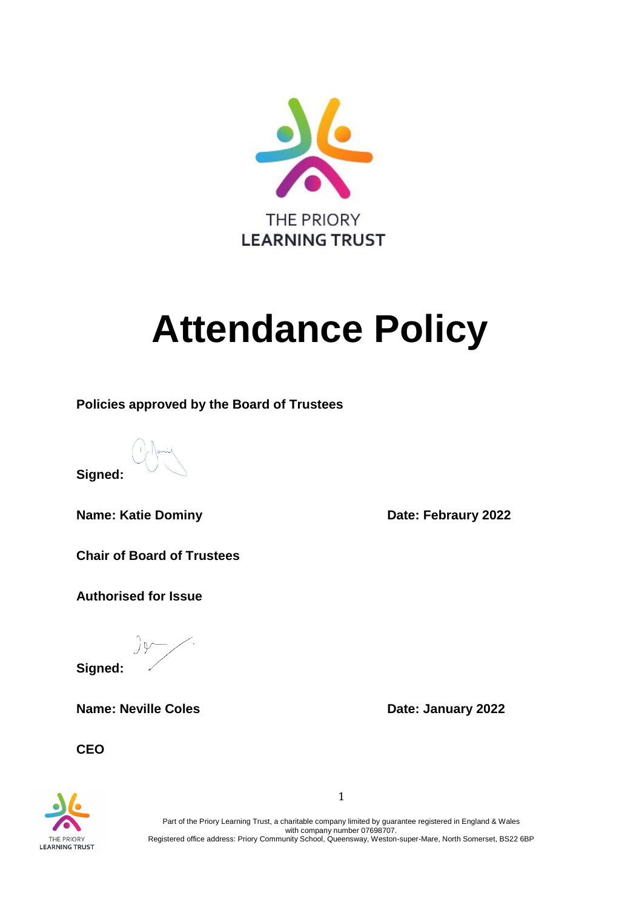THE PRIORY
LEARNING TRUST

# Attendance Policy

**Policies approved by the Board of Trustees**

**Signed:**

**Name: Katie Dominy** **Date: Febraury 2022**

**Chair of Board of Trustees**

**Authorised for Issue**

**Signed:**

**Name: Neville Coles** **Date: January 2022**

**CEO**

Part of the Priory Learning Trust, a charitable company limited by guarantee registered in England & Wales with company number 07698707.
Registered office address: Priory Community School, Queensway, Weston-super-Mare, North Somerset, BS22 6BP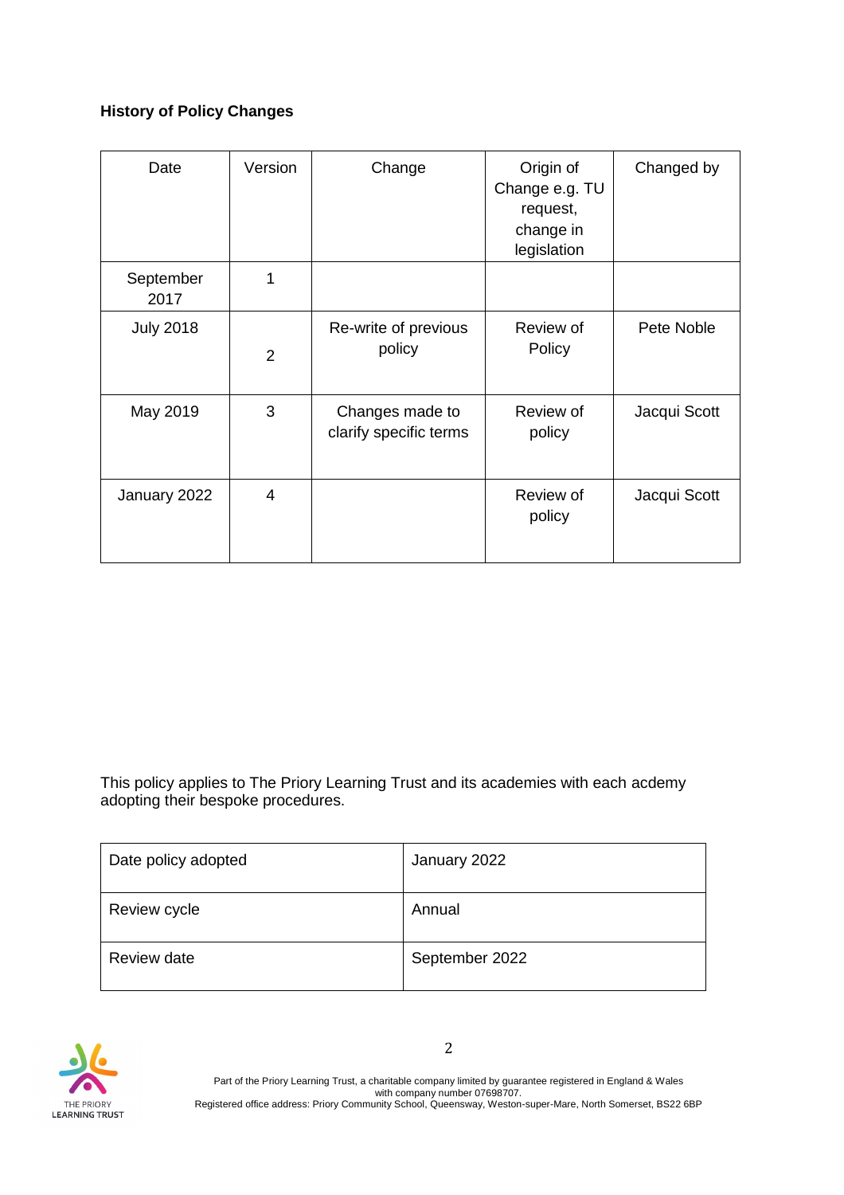**History of Policy Changes**

| Date | Version | Change | Origin of Change e.g. TU request, change in legislation | Changed by |
|---|---|---|---|---|
| September 2017 | 1 | | | |
| July 2018 | 2 | Re-write of previous policy | Review of Policy | Pete Noble |
| May 2019 | 3 | Changes made to clarify specific terms | Review of policy | Jacqui Scott |
| January 2022 | 4 | | Review of policy | Jacqui Scott |

This policy applies to The Priory Learning Trust and its academies with each acdemy adopting their bespoke procedures.

| Date policy adopted | January 2022 |
|---|---|
| Review cycle | Annual |
| Review date | September 2022 |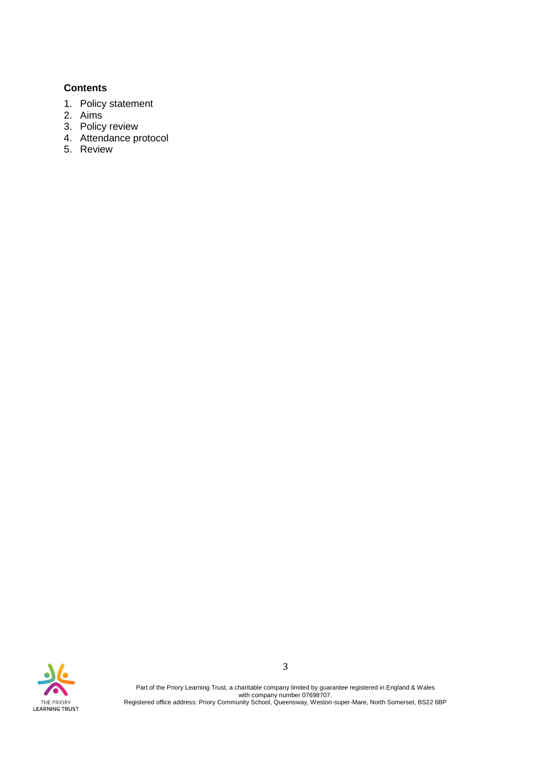**Contents**

1. Policy statement
2. Aims
3. Policy review
4. Attendance protocol
5. Review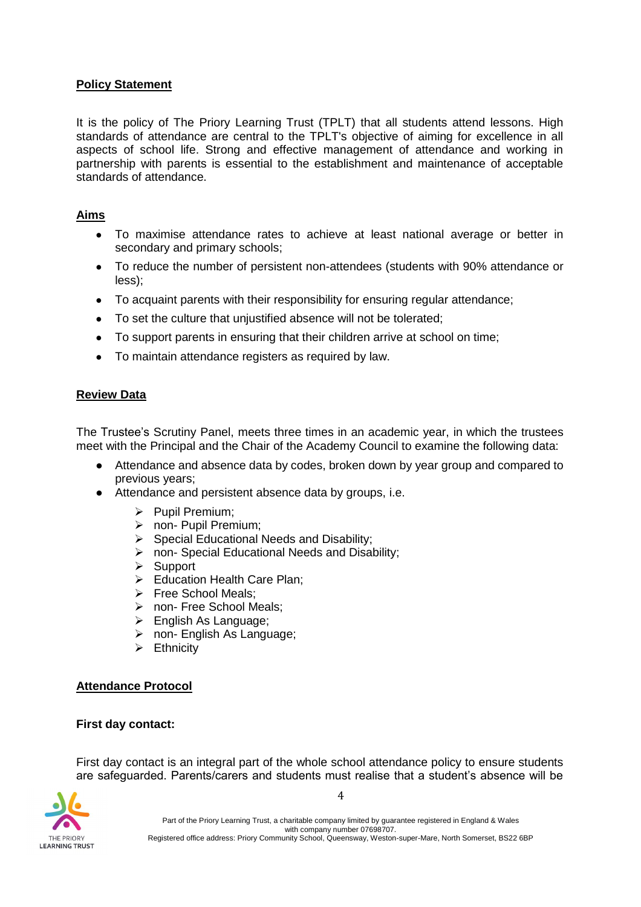## Policy Statement

It is the policy of The Priory Learning Trust (TPLT) that all students attend lessons. High standards of attendance are central to the TPLT's objective of aiming for excellence in all aspects of school life. Strong and effective management of attendance and working in partnership with parents is essential to the establishment and maintenance of acceptable standards of attendance.

## Aims

- To maximise attendance rates to achieve at least national average or better in secondary and primary schools;
- To reduce the number of persistent non-attendees (students with 90% attendance or less);
- To acquaint parents with their responsibility for ensuring regular attendance;
- To set the culture that unjustified absence will not be tolerated;
- To support parents in ensuring that their children arrive at school on time;
- To maintain attendance registers as required by law.

## Review Data

The Trustee's Scrutiny Panel, meets three times in an academic year, in which the trustees meet with the Principal and the Chair of the Academy Council to examine the following data:

- Attendance and absence data by codes, broken down by year group and compared to previous years;
- Attendance and persistent absence data by groups, i.e.
  - Pupil Premium;
  - non- Pupil Premium;
  - Special Educational Needs and Disability;
  - non- Special Educational Needs and Disability;
  - Support
  - Education Health Care Plan;
  - Free School Meals;
  - non- Free School Meals;
  - English As Language;
  - non- English As Language;
  - Ethnicity

## Attendance Protocol

**First day contact:**

First day contact is an integral part of the whole school attendance policy to ensure students are safeguarded. Parents/carers and students must realise that a student's absence will be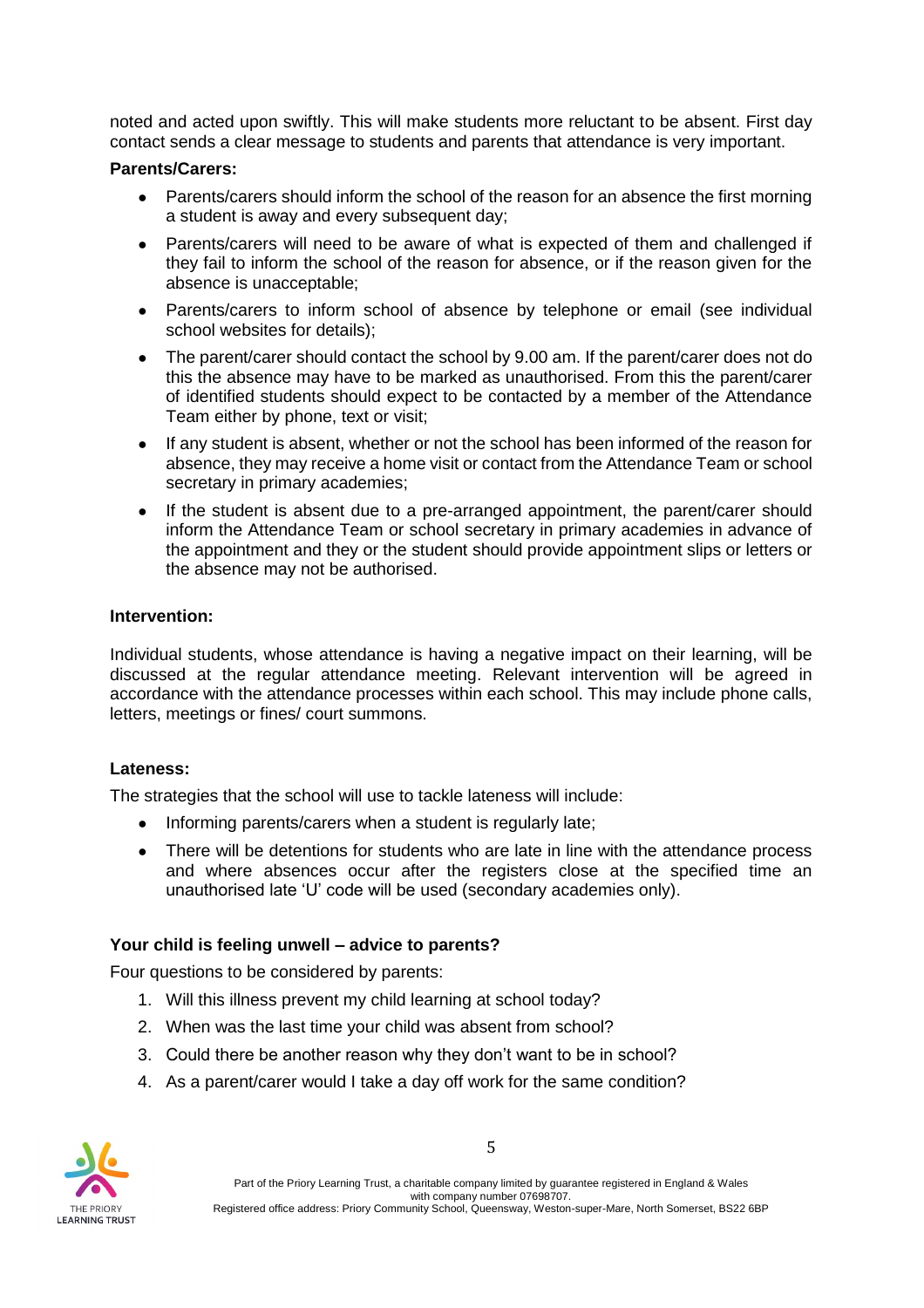noted and acted upon swiftly. This will make students more reluctant to be absent. First day contact sends a clear message to students and parents that attendance is very important.

**Parents/Carers:**

- Parents/carers should inform the school of the reason for an absence the first morning a student is away and every subsequent day;
- Parents/carers will need to be aware of what is expected of them and challenged if they fail to inform the school of the reason for absence, or if the reason given for the absence is unacceptable;
- Parents/carers to inform school of absence by telephone or email (see individual school websites for details);
- The parent/carer should contact the school by 9.00 am. If the parent/carer does not do this the absence may have to be marked as unauthorised. From this the parent/carer of identified students should expect to be contacted by a member of the Attendance Team either by phone, text or visit;
- If any student is absent, whether or not the school has been informed of the reason for absence, they may receive a home visit or contact from the Attendance Team or school secretary in primary academies;
- If the student is absent due to a pre-arranged appointment, the parent/carer should inform the Attendance Team or school secretary in primary academies in advance of the appointment and they or the student should provide appointment slips or letters or the absence may not be authorised.

**Intervention:**

Individual students, whose attendance is having a negative impact on their learning, will be discussed at the regular attendance meeting. Relevant intervention will be agreed in accordance with the attendance processes within each school. This may include phone calls, letters, meetings or fines/ court summons.

**Lateness:**

The strategies that the school will use to tackle lateness will include:

- Informing parents/carers when a student is regularly late;
- There will be detentions for students who are late in line with the attendance process and where absences occur after the registers close at the specified time an unauthorised late 'U' code will be used (secondary academies only).

**Your child is feeling unwell – advice to parents?**

Four questions to be considered by parents:

1. Will this illness prevent my child learning at school today?
2. When was the last time your child was absent from school?
3. Could there be another reason why they don't want to be in school?
4. As a parent/carer would I take a day off work for the same condition?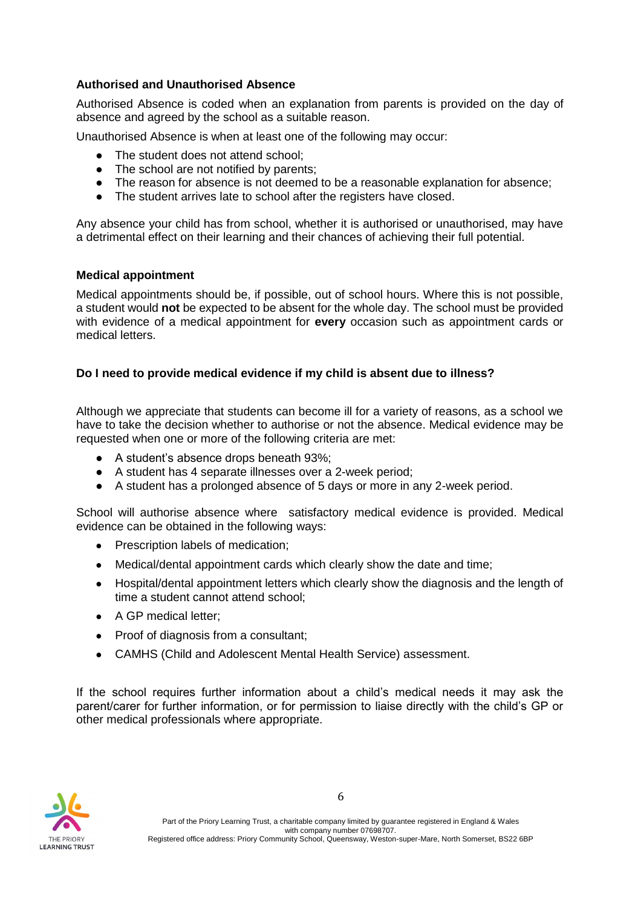**Authorised and Unauthorised Absence**

Authorised Absence is coded when an explanation from parents is provided on the day of absence and agreed by the school as a suitable reason.

Unauthorised Absence is when at least one of the following may occur:

- The student does not attend school;
- The school are not notified by parents;
- The reason for absence is not deemed to be a reasonable explanation for absence;
- The student arrives late to school after the registers have closed.

Any absence your child has from school, whether it is authorised or unauthorised, may have a detrimental effect on their learning and their chances of achieving their full potential.

**Medical appointment**

Medical appointments should be, if possible, out of school hours. Where this is not possible, a student would **not** be expected to be absent for the whole day. The school must be provided with evidence of a medical appointment for **every** occasion such as appointment cards or medical letters.

**Do I need to provide medical evidence if my child is absent due to illness?**

Although we appreciate that students can become ill for a variety of reasons, as a school we have to take the decision whether to authorise or not the absence. Medical evidence may be requested when one or more of the following criteria are met:

- A student's absence drops beneath 93%;
- A student has 4 separate illnesses over a 2-week period;
- A student has a prolonged absence of 5 days or more in any 2-week period.

School will authorise absence where satisfactory medical evidence is provided. Medical evidence can be obtained in the following ways:

- Prescription labels of medication;
- Medical/dental appointment cards which clearly show the date and time;
- Hospital/dental appointment letters which clearly show the diagnosis and the length of time a student cannot attend school;
- A GP medical letter;
- Proof of diagnosis from a consultant;
- CAMHS (Child and Adolescent Mental Health Service) assessment.

If the school requires further information about a child's medical needs it may ask the parent/carer for further information, or for permission to liaise directly with the child's GP or other medical professionals where appropriate.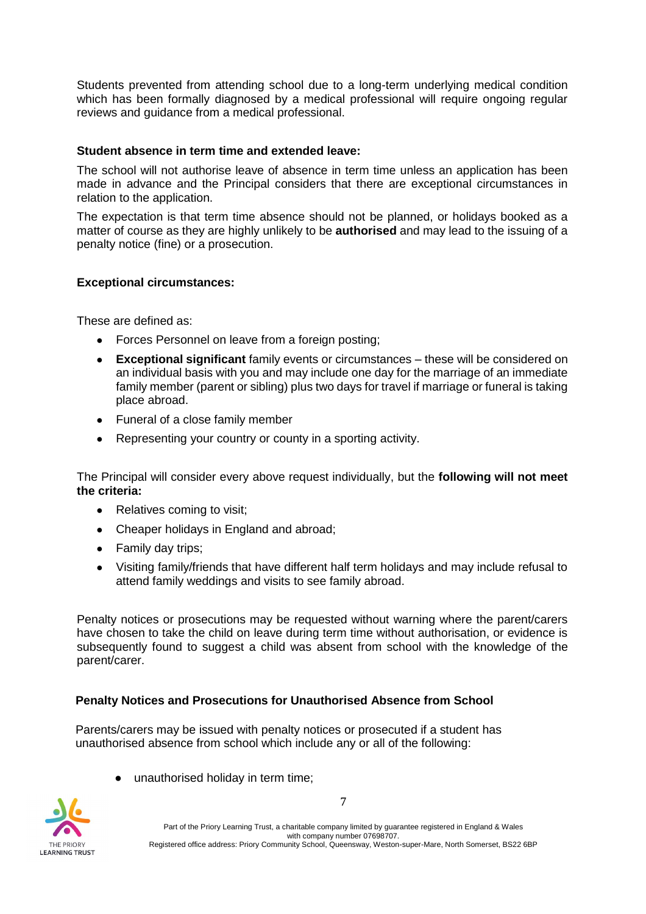Students prevented from attending school due to a long-term underlying medical condition which has been formally diagnosed by a medical professional will require ongoing regular reviews and guidance from a medical professional.

**Student absence in term time and extended leave:**

The school will not authorise leave of absence in term time unless an application has been made in advance and the Principal considers that there are exceptional circumstances in relation to the application.

The expectation is that term time absence should not be planned, or holidays booked as a matter of course as they are highly unlikely to be **authorised** and may lead to the issuing of a penalty notice (fine) or a prosecution.

**Exceptional circumstances:**

These are defined as:

- Forces Personnel on leave from a foreign posting;
- **Exceptional significant** family events or circumstances – these will be considered on an individual basis with you and may include one day for the marriage of an immediate family member (parent or sibling) plus two days for travel if marriage or funeral is taking place abroad.
- Funeral of a close family member
- Representing your country or county in a sporting activity.

The Principal will consider every above request individually, but the **following will not meet the criteria:**

- Relatives coming to visit;
- Cheaper holidays in England and abroad;
- Family day trips;
- Visiting family/friends that have different half term holidays and may include refusal to attend family weddings and visits to see family abroad.

Penalty notices or prosecutions may be requested without warning where the parent/carers have chosen to take the child on leave during term time without authorisation, or evidence is subsequently found to suggest a child was absent from school with the knowledge of the parent/carer.

**Penalty Notices and Prosecutions for Unauthorised Absence from School**

Parents/carers may be issued with penalty notices or prosecuted if a student has unauthorised absence from school which include any or all of the following:

- unauthorised holiday in term time;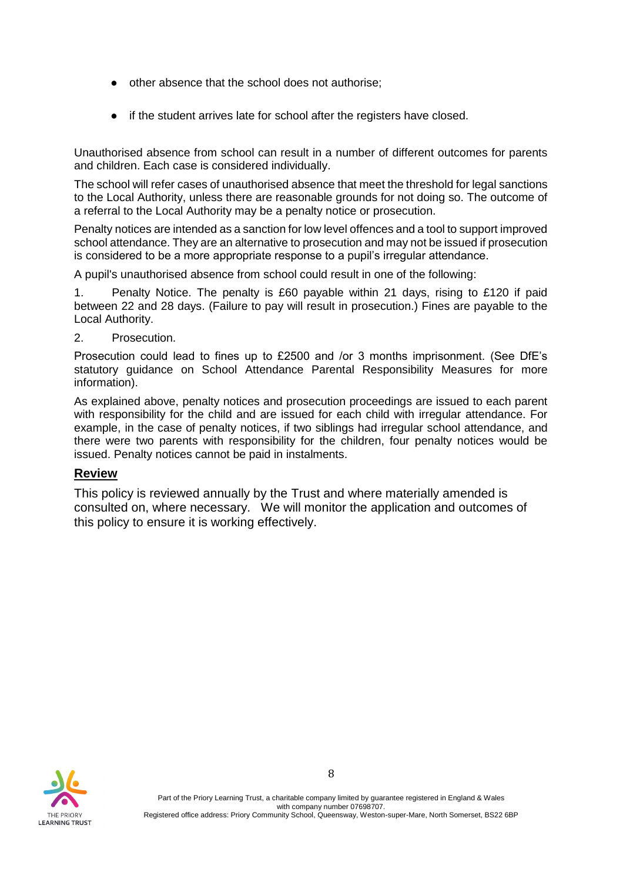- other absence that the school does not authorise;
- if the student arrives late for school after the registers have closed.

Unauthorised absence from school can result in a number of different outcomes for parents and children. Each case is considered individually.

The school will refer cases of unauthorised absence that meet the threshold for legal sanctions to the Local Authority, unless there are reasonable grounds for not doing so. The outcome of a referral to the Local Authority may be a penalty notice or prosecution.

Penalty notices are intended as a sanction for low level offences and a tool to support improved school attendance. They are an alternative to prosecution and may not be issued if prosecution is considered to be a more appropriate response to a pupil's irregular attendance.

A pupil's unauthorised absence from school could result in one of the following:

1. Penalty Notice. The penalty is £60 payable within 21 days, rising to £120 if paid between 22 and 28 days. (Failure to pay will result in prosecution.) Fines are payable to the Local Authority.

2. Prosecution.

Prosecution could lead to fines up to £2500 and /or 3 months imprisonment. (See DfE's statutory guidance on School Attendance Parental Responsibility Measures for more information).

As explained above, penalty notices and prosecution proceedings are issued to each parent with responsibility for the child and are issued for each child with irregular attendance. For example, in the case of penalty notices, if two siblings had irregular school attendance, and there were two parents with responsibility for the children, four penalty notices would be issued. Penalty notices cannot be paid in instalments.

## Review

This policy is reviewed annually by the Trust and where materially amended is consulted on, where necessary. We will monitor the application and outcomes of this policy to ensure it is working effectively.